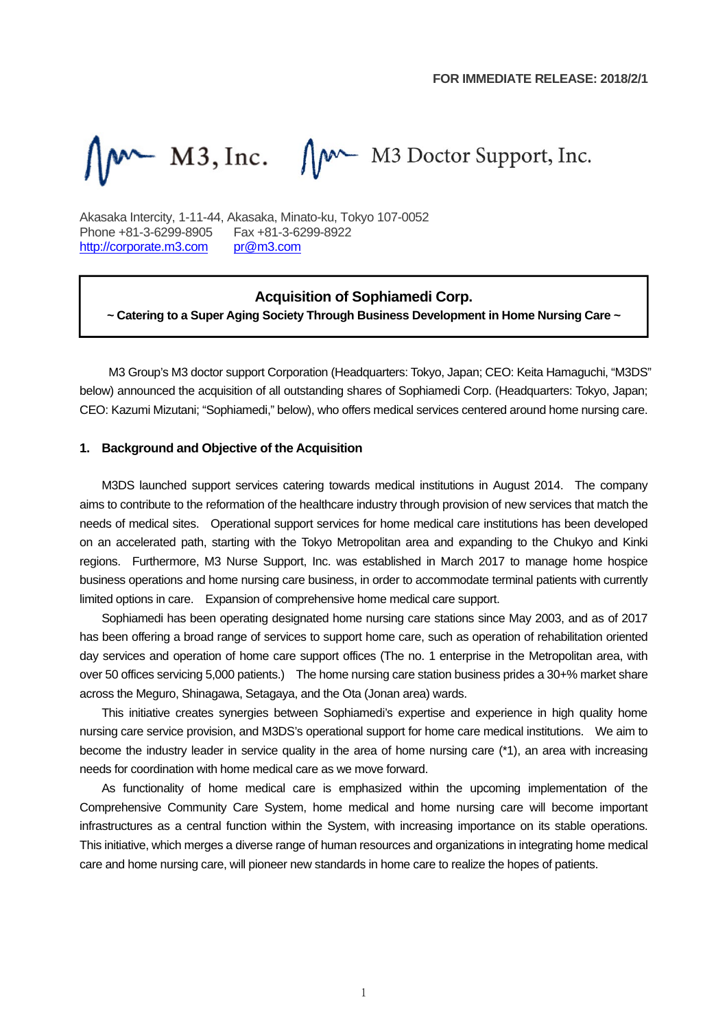**FOR IMMEDIATE RELEASE: 2018/2/1**

M3, Inc. M3 Doctor Support, Inc.

Akasaka Intercity, 1-11-44, Akasaka, Minato-ku, Tokyo 107-0052
Phone +81-3-6299-8905 Fax +81-3-6299-8922
http://corporate.m3.com pr@m3.com

# Acquisition of Sophiamedi Corp.

**~ Catering to a Super Aging Society Through Business Development in Home Nursing Care ~**

M3 Group's M3 doctor support Corporation (Headquarters: Tokyo, Japan; CEO: Keita Hamaguchi, "M3DS" below) announced the acquisition of all outstanding shares of Sophiamedi Corp. (Headquarters: Tokyo, Japan; CEO: Kazumi Mizutani; "Sophiamedi," below), who offers medical services centered around home nursing care.

## 1. Background and Objective of the Acquisition

M3DS launched support services catering towards medical institutions in August 2014. The company aims to contribute to the reformation of the healthcare industry through provision of new services that match the needs of medical sites. Operational support services for home medical care institutions has been developed on an accelerated path, starting with the Tokyo Metropolitan area and expanding to the Chukyo and Kinki regions. Furthermore, M3 Nurse Support, Inc. was established in March 2017 to manage home hospice business operations and home nursing care business, in order to accommodate terminal patients with currently limited options in care. Expansion of comprehensive home medical care support.

Sophiamedi has been operating designated home nursing care stations since May 2003, and as of 2017 has been offering a broad range of services to support home care, such as operation of rehabilitation oriented day services and operation of home care support offices (The no. 1 enterprise in the Metropolitan area, with over 50 offices servicing 5,000 patients.) The home nursing care station business prides a 30+% market share across the Meguro, Shinagawa, Setagaya, and the Ota (Jonan area) wards.

This initiative creates synergies between Sophiamedi's expertise and experience in high quality home nursing care service provision, and M3DS's operational support for home care medical institutions. We aim to become the industry leader in service quality in the area of home nursing care (*1), an area with increasing needs for coordination with home medical care as we move forward.

As functionality of home medical care is emphasized within the upcoming implementation of the Comprehensive Community Care System, home medical and home nursing care will become important infrastructures as a central function within the System, with increasing importance on its stable operations. This initiative, which merges a diverse range of human resources and organizations in integrating home medical care and home nursing care, will pioneer new standards in home care to realize the hopes of patients.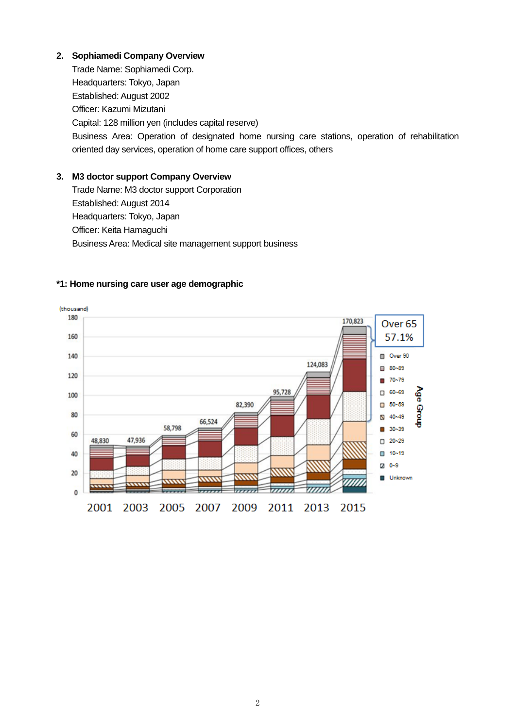2. **Sophiamedi Company Overview**

   Trade Name: Sophiamedi Corp.
   Headquarters: Tokyo, Japan
   Established: August 2002
   Officer: Kazumi Mizutani
   Capital: 128 million yen (includes capital reserve)
   Business Area: Operation of designated home nursing care stations, operation of rehabilitation oriented day services, operation of home care support offices, others

3. **M3 doctor support Company Overview**

   Trade Name: M3 doctor support Corporation
   Established: August 2014
   Headquarters: Tokyo, Japan
   Officer: Keita Hamaguchi
   Business Area: Medical site management support business

**\*1: Home nursing care user age demographic**

(thousand)

180
160
140
120
100
80
60
40
20
0

48,830
47,936
58,798
66,524
82,390
95,728
124,083
170,823

2001 2003 2005 2007 2009 2011 2013 2015

Over 65
57.1%

Age Group

Over 90
80~89
70~79
60~69
50~59
40~49
30~39
20~29
10~19
0~9
Unknown